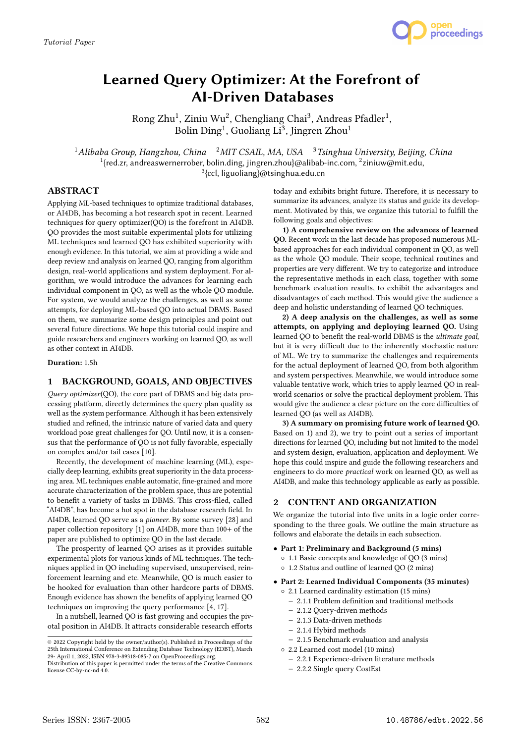Tutorial Paper

# Learned Query Optimizer: At the Forefront of AI-Driven Databases

Rong Zhu[1], Ziniu Wu[2], Chengliang Chai[3], Andreas Pfadler[1], Bolin Ding[1], Guoliang Li[3], Jingren Zhou[1]

[1]*Alibaba Group, Hangzhou, China* [2]*MIT CSAIL, MA, USA* [3]*Tsinghua University, Beijing, China*
[1]{red.zr, andreaswernerrober, bolin.ding, jingren.zhou}@alibab-inc.com, [2]ziniuw@mit.edu,
[3]{ccl, liguoliang}@tsinghua.edu.cn

## ABSTRACT

Applying ML-based techniques to optimize traditional databases, or AI4DB, has becoming a hot research spot in recent. Learned techniques for query optimizer(QO) is the forefront in AI4DB. QO provides the most suitable experimental plots for utilizing ML techniques and learned QO has exhibited superiority with enough evidence. In this tutorial, we aim at providing a wide and deep review and analysis on learned QO, ranging from algorithm design, real-world applications and system deployment. For algorithm, we would introduce the advances for learning each individual component in QO, as well as the whole QO module. For system, we would analyze the challenges, as well as some attempts, for deploying ML-based QO into actual DBMS. Based on them, we summarize some design principles and point out several future directions. We hope this tutorial could inspire and guide researchers and engineers working on learned QO, as well as other context in AI4DB.

**Duration:** 1.5h

## 1 BACKGROUND, GOALS, AND OBJECTIVES

*Query optimizer*(QO), the core part of DBMS and big data processing platform, directly determines the query plan quality as well as the system performance. Although it has been extensively studied and refined, the intrinsic nature of varied data and query workload pose great challenges for QO. Until now, it is a consensus that the performance of QO is not fully favorable, especially on complex and/or tail cases [10].

Recently, the development of machine learning (ML), especially deep learning, exhibits great superiority in the data processing area. ML techniques enable automatic, fine-grained and more accurate characterization of the problem space, thus are potential to benefit a variety of tasks in DBMS. This cross-filed, called "AI4DB", has become a hot spot in the database research field. In AI4DB, learned QO serve as a *pioneer*. By some survey [28] and paper collection repository [1] on AI4DB, more than 100+ of the paper are published to optimize QO in the last decade.

The prosperity of learned QO arises as it provides suitable experimental plots for various kinds of ML techniques. The techniques applied in QO including supervised, unsupervised, reinforcement learning and etc. Meanwhile, QO is much easier to be hooked for evaluation than other hardcore parts of DBMS. Enough evidence has shown the benefits of applying learned QO techniques on improving the query performance [4, 17].

In a nutshell, learned QO is fast growing and occupies the pivotal position in AI4DB. It attracts considerable research efforts today and exhibits bright future. Therefore, it is necessary to summarize its advances, analyze its status and guide its development. Motivated by this, we organize this tutorial to fulfill the following goals and objectives:

**1) A comprehensive review on the advances of learned QO.** Recent work in the last decade has proposed numerous ML-based approaches for each individual component in QO, as well as the whole QO module. Their scope, technical routines and properties are very different. We try to categorize and introduce the representative methods in each class, together with some benchmark evaluation results, to exhibit the advantages and disadvantages of each method. This would give the audience a deep and holistic understanding of learned QO techniques.

**2) A deep analysis on the challenges, as well as some attempts, on applying and deploying learned QO.** Using learned QO to benefit the real-world DBMS is the *ultimate goal*, but it is very difficult due to the inherently stochastic nature of ML. We try to summarize the challenges and requirements for the actual deployment of learned QO, from both algorithm and system perspectives. Meanwhile, we would introduce some valuable tentative work, which tries to apply learned QO in real-world scenarios or solve the practical deployment problem. This would give the audience a clear picture on the core difficulties of learned QO (as well as AI4DB).

**3) A summary on promising future work of learned QO.** Based on 1) and 2), we try to point out a series of important directions for learned QO, including but not limited to the model and system design, evaluation, application and deployment. We hope this could inspire and guide the following researchers and engineers to do more *practical* work on learned QO, as well as AI4DB, and make this technology applicable as early as possible.

## 2 CONTENT AND ORGANIZATION

We organize the tutorial into five units in a logic order corresponding to the three goals. We outline the main structure as follows and elaborate the details in each subsection.

- **Part 1: Preliminary and Background (5 mins)**
  - 1.1 Basic concepts and knowledge of QO (3 mins)
  - 1.2 Status and outline of learned QO (2 mins)
- **Part 2: Learned Individual Components (35 minutes)**
  - 2.1 Learned cardinality estimation (15 mins)
    - 2.1.1 Problem definition and traditional methods
    - 2.1.2 Query-driven methods
    - 2.1.3 Data-driven methods
    - 2.1.4 Hybird methods
    - 2.1.5 Benchmark evaluation and analysis
  - 2.2 Learned cost model (10 mins)
    - 2.2.1 Experience-driven literature methods
    - 2.2.2 Single query CostEst

© 2022 Copyright held by the owner/author(s). Published in Proceedings of the 25th International Conference on Extending Database Technology (EDBT), March 29- April 1, 2022, ISBN 978-3-89318-085-7 on OpenProceedings.org.
Distribution of this paper is permitted under the terms of the Creative Commons license CC-by-nc-nd 4.0.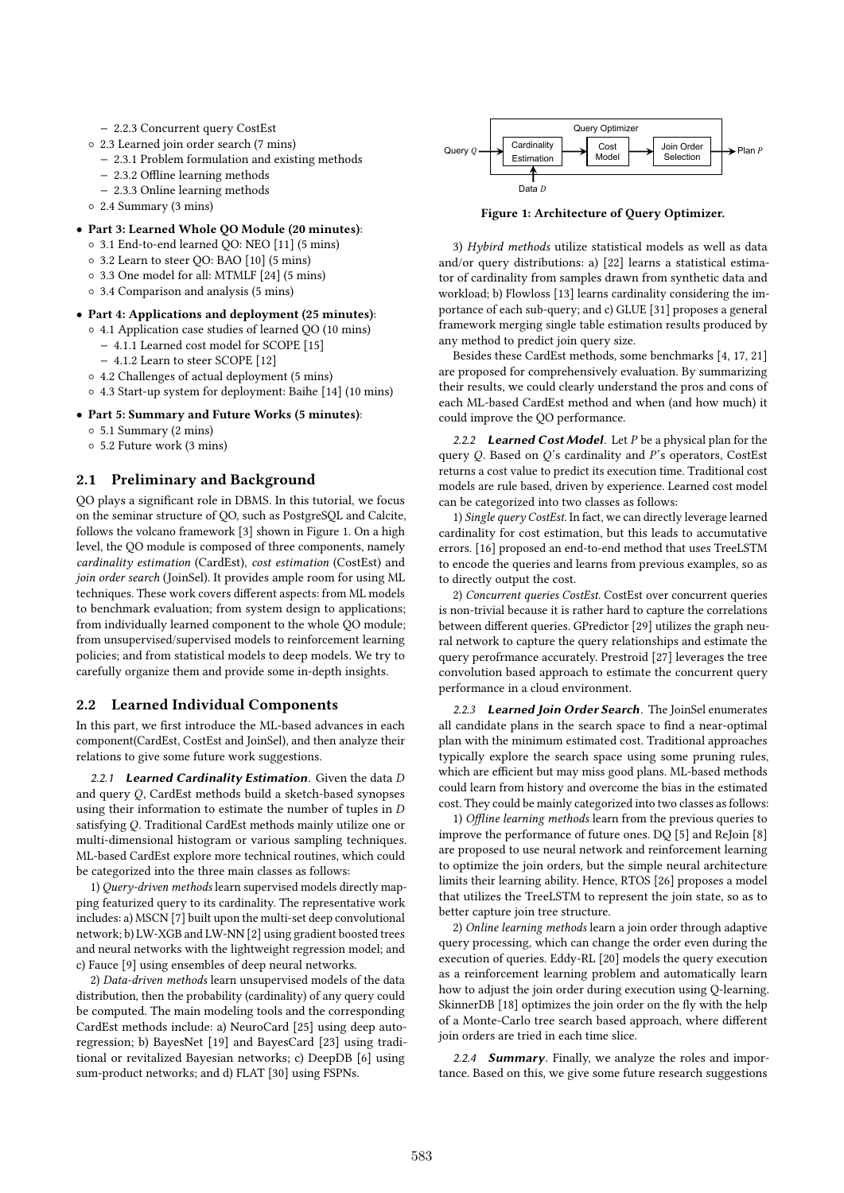- 2.2.3 Concurrent query CostEst
- 2.3 Learned join order search (7 mins)
  - 2.3.1 Problem formulation and existing methods
  - 2.3.2 Offline learning methods
  - 2.3.3 Online learning methods
- 2.4 Summary (3 mins)

- **Part 3: Learned Whole QO Module (20 minutes)**:
  - 3.1 End-to-end learned QO: NEO [11] (5 mins)
  - 3.2 Learn to steer QO: BAO [10] (5 mins)
  - 3.3 One model for all: MTMLF [24] (5 mins)
  - 3.4 Comparison and analysis (5 mins)
- **Part 4: Applications and deployment (25 minutes)**:
  - 4.1 Application case studies of learned QO (10 mins)
    - 4.1.1 Learned cost model for SCOPE [15]
    - 4.1.2 Learn to steer SCOPE [12]
  - 4.2 Challenges of actual deployment (5 mins)
  - 4.3 Start-up system for deployment: Baihe [14] (10 mins)
- **Part 5: Summary and Future Works (5 minutes)**:
  - 5.1 Summary (2 mins)
  - 5.2 Future work (3 mins)

## 2.1 Preliminary and Background

QO plays a significant role in DBMS. In this tutorial, we focus on the seminar structure of QO, such as PostgreSQL and Calcite, follows the volcano framework [3] shown in Figure 1. On a high level, the QO module is composed of three components, namely *cardinality estimation* (CardEst), *cost estimation* (CostEst) and *join order search* (JoinSel). It provides ample room for using ML techniques. These work covers different aspects: from ML models to benchmark evaluation; from system design to applications; from individually learned component to the whole QO module; from unsupervised/supervised models to reinforcement learning policies; and from statistical models to deep models. We try to carefully organize them and provide some in-depth insights.

## 2.2 Learned Individual Components

In this part, we first introduce the ML-based advances in each component(CardEst, CostEst and JoinSel), and then analyze their relations to give some future work suggestions.

*2.2.1* ***Learned Cardinality Estimation***. Given the data $D$ and query $Q$, CardEst methods build a sketch-based synopses using their information to estimate the number of tuples in $D$ satisfying $Q$. Traditional CardEst methods mainly utilize one or multi-dimensional histogram or various sampling techniques. ML-based CardEst explore more technical routines, which could be categorized into the three main classes as follows:

1) *Query-driven methods* learn supervised models directly mapping featurized query to its cardinality. The representative work includes: a) MSCN [7] built upon the multi-set deep convolutional network; b) LW-XGB and LW-NN [2] using gradient boosted trees and neural networks with the lightweight regression model; and c) Fauce [9] using ensembles of deep neural networks.

2) *Data-driven methods* learn unsupervised models of the data distribution, then the probability (cardinality) of any query could be computed. The main modeling tools and the corresponding CardEst methods include: a) NeuroCard [25] using deep autoregression; b) BayesNet [19] and BayesCard [23] using traditional or revitalized Bayesian networks; c) DeepDB [6] using sum-product networks; and d) FLAT [30] using FSPNs.

Query $Q$ → [Query Optimizer: Cardinality Estimation → Cost Model → Join Order Selection] → Plan $P$; Data $D$ → Cardinality Estimation

**Figure 1: Architecture of Query Optimizer.**

3) *Hybird methods* utilize statistical models as well as data and/or query distributions: a) [22] learns a statistical estimator of cardinality from samples drawn from synthetic data and workload; b) Flowloss [13] learns cardinality considering the importance of each sub-query; and c) GLUE [31] proposes a general framework merging single table estimation results produced by any method to predict join query size.

Besides these CardEst methods, some benchmarks [4, 17, 21] are proposed for comprehensively evaluation. By summarizing their results, we could clearly understand the pros and cons of each ML-based CardEst method and when (and how much) it could improve the QO performance.

*2.2.2* ***Learned Cost Model***. Let $P$ be a physical plan for the query $Q$. Based on $Q$'s cardinality and $P$'s operators, CostEst returns a cost value to predict its execution time. Traditional cost models are rule based, driven by experience. Learned cost model can be categorized into two classes as follows:

1) *Single query CostEst.* In fact, we can directly leverage learned cardinality for cost estimation, but this leads to accumutative errors. [16] proposed an end-to-end method that uses TreeLSTM to encode the queries and learns from previous examples, so as to directly output the cost.

2) *Concurrent queries CostEst.* CostEst over concurrent queries is non-trivial because it is rather hard to capture the correlations between different queries. GPredictor [29] utilizes the graph neural network to capture the query relationships and estimate the query perofrmance accurately. Prestroid [27] leverages the tree convolution based approach to estimate the concurrent query performance in a cloud environment.

*2.2.3* ***Learned Join Order Search***. The JoinSel enumerates all candidate plans in the search space to find a near-optimal plan with the minimum estimated cost. Traditional approaches typically explore the search space using some pruning rules, which are efficient but may miss good plans. ML-based methods could learn from history and overcome the bias in the estimated cost. They could be mainly categorized into two classes as follows:

1) *Offline learning methods* learn from the previous queries to improve the performance of future ones. DQ [5] and ReJoin [8] are proposed to use neural network and reinforcement learning to optimize the join orders, but the simple neural architecture limits their learning ability. Hence, RTOS [26] proposes a model that utilizes the TreeLSTM to represent the join state, so as to better capture join tree structure.

2) *Online learning methods* learn a join order through adaptive query processing, which can change the order even during the execution of queries. Eddy-RL [20] models the query execution as a reinforcement learning problem and automatically learn how to adjust the join order during execution using Q-learning. SkinnerDB [18] optimizes the join order on the fly with the help of a Monte-Carlo tree search based approach, where different join orders are tried in each time slice.

*2.2.4* ***Summary***. Finally, we analyze the roles and importance. Based on this, we give some future research suggestions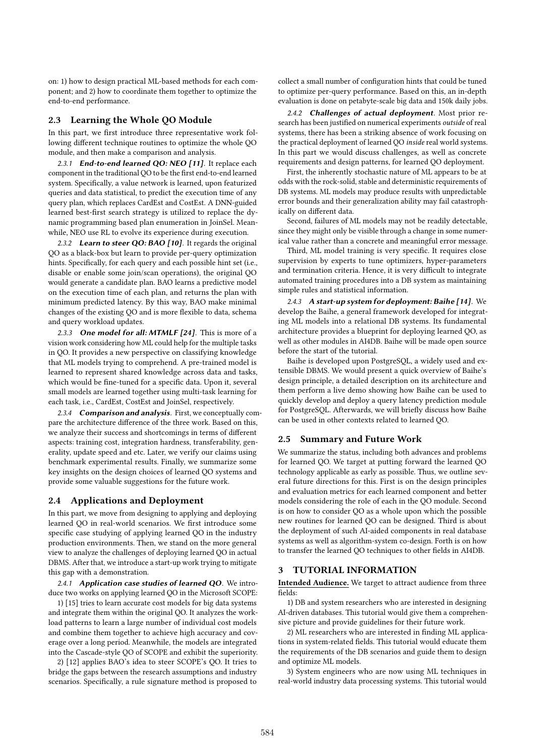on: 1) how to design practical ML-based methods for each component; and 2) how to coordinate them together to optimize the end-to-end performance.

## 2.3 Learning the Whole QO Module

In this part, we first introduce three representative work following different technique routines to optimize the whole QO module, and then make a comparison and analysis.

*2.3.1* ***End-to-end learned QO: NEO [11].*** It replace each component in the traditional QO to be the first end-to-end learned system. Specifically, a value network is learned, upon featurized queries and data statistical, to predict the execution time of any query plan, which replaces CardEst and CostEst. A DNN-guided learned best-first search strategy is utilized to replace the dynamic programming based plan enumeration in JoinSel. Meanwhile, NEO use RL to evolve its experience during execution.

*2.3.2* ***Learn to steer QO: BAO [10].*** It regards the original QO as a black-box but learn to provide per-query optimization hints. Specifically, for each query and each possible hint set (i.e., disable or enable some join/scan operations), the original QO would generate a candidate plan. BAO learns a predictive model on the execution time of each plan, and returns the plan with minimum predicted latency. By this way, BAO make minimal changes of the existing QO and is more flexible to data, schema and query workload updates.

*2.3.3* ***One model for all: MTMLF [24].*** This is more of a vision work considering how ML could help for the multiple tasks in QO. It provides a new perspective on classifying knowledge that ML models trying to comprehend. A pre-trained model is learned to represent shared knowledge across data and tasks, which would be fine-tuned for a specific data. Upon it, several small models are learned together using multi-task learning for each task, i.e., CardEst, CostEst and JoinSel, respectively.

*2.3.4* ***Comparison and analysis.*** First, we conceptually compare the architecture difference of the three work. Based on this, we analyze their success and shortcomings in terms of different aspects: training cost, integration hardness, transferability, generality, update speed and etc. Later, we verify our claims using benchmark experimental results. Finally, we summarize some key insights on the design choices of learned QO systems and provide some valuable suggestions for the future work.

## 2.4 Applications and Deployment

In this part, we move from designing to applying and deploying learned QO in real-world scenarios. We first introduce some specific case studying of applying learned QO in the industry production environments. Then, we stand on the more general view to analyze the challenges of deploying learned QO in actual DBMS. After that, we introduce a start-up work trying to mitigate this gap with a demonstration.

*2.4.1* ***Application case studies of learned QO.*** We introduce two works on applying learned QO in the Microsoft SCOPE:

1) [15] tries to learn accurate cost models for big data systems and integrate them within the original QO. It analyzes the workload patterns to learn a large number of individual cost models and combine them together to achieve high accuracy and coverage over a long period. Meanwhile, the models are integrated into the Cascade-style QO of SCOPE and exhibit the superiority.

2) [12] applies BAO's idea to steer SCOPE's QO. It tries to bridge the gaps between the research assumptions and industry scenarios. Specifically, a rule signature method is proposed to collect a small number of configuration hints that could be tuned to optimize per-query performance. Based on this, an in-depth evaluation is done on petabyte-scale big data and 150k daily jobs.

*2.4.2* ***Challenges of actual deployment.*** Most prior research has been justified on numerical experiments *outside* of real systems, there has been a striking absence of work focusing on the practical deployment of learned QO *inside* real world systems. In this part we would discuss challenges, as well as concrete requirements and design patterns, for learned QO deployment.

First, the inherently stochastic nature of ML appears to be at odds with the rock-solid, stable and deterministic requirements of DB systems. ML models may produce results with unpredictable error bounds and their generalization ability may fail catastrophically on different data.

Second, failures of ML models may not be readily detectable, since they might only be visible through a change in some numerical value rather than a concrete and meaningful error message.

Third, ML model training is very specific. It requires close supervision by experts to tune optimizers, hyper-parameters and termination criteria. Hence, it is very difficult to integrate automated training procedures into a DB system as maintaining simple rules and statistical information.

*2.4.3* ***A start-up system for deployment: Baihe [14].*** We develop the Baihe, a general framework developed for integrating ML models into a relational DB systems. Its fundamental architecture provides a blueprint for deploying learned QO, as well as other modules in AI4DB. Baihe will be made open source before the start of the tutorial.

Baihe is developed upon PostgreSQL, a widely used and extensible DBMS. We would present a quick overview of Baihe's design principle, a detailed description on its architecture and them perform a live demo showing how Baihe can be used to quickly develop and deploy a query latency prediction module for PostgreSQL. Afterwards, we will briefly discuss how Baihe can be used in other contexts related to learned QO.

## 2.5 Summary and Future Work

We summarize the status, including both advances and problems for learned QO. We target at putting forward the learned QO technology applicable as early as possible. Thus, we outline several future directions for this. First is on the design principles and evaluation metrics for each learned component and better models considering the role of each in the QO module. Second is on how to consider QO as a whole upon which the possible new routines for learned QO can be designed. Third is about the deployment of such AI-aided components in real database systems as well as algorithm-system co-design. Forth is on how to transfer the learned QO techniques to other fields in AI4DB.

# 3 TUTORIAL INFORMATION

**Intended Audience.** We target to attract audience from three fields:

1) DB and system researchers who are interested in designing AI-driven databases. This tutorial would give them a comprehensive picture and provide guidelines for their future work.

2) ML researchers who are interested in finding ML applications in system-related fields. This tutorial would educate them the requirements of the DB scenarios and guide them to design and optimize ML models.

3) System engineers who are now using ML techniques in real-world industry data processing systems. This tutorial would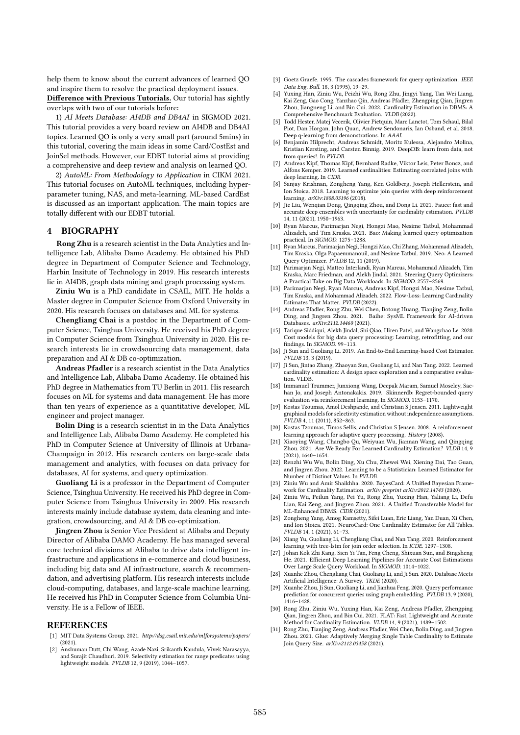help them to know about the current advances of learned QO and inspire them to resolve the practical deployment issues.

**Difference with Previous Tutorials.** Our tutorial has sightly overlaps with two of our tutorials before:

1) *AI Meets Database: AI4DB and DB4AI* in SIGMOD 2021. This tutorial provides a very board review on AI4DB and DB4AI topics. Learned QO is only a very small part (around 5mins) in this tutorial, covering the main ideas in some Card/CostEst and JoinSel methods. However, our EDBT tutorial aims at providing a comprehensive and deep review and analysis on learned QO.

2) *AutoML: From Methodology to Application* in CIKM 2021. This tutorial focuses on AutoML techniques, including hyperparameter tuning, NAS, and meta-learning. ML-based CardEst is discussed as an important application. The main topics are totally different with our EDBT tutorial.

## 4 BIOGRAPHY

**Rong Zhu** is a research scientist in the Data Analytics and Intelligence Lab, Alibaba Damo Academy. He obtained his PhD degree in Department of Computer Science and Technology, Harbin Insitute of Technology in 2019. His research interests lie in AI4DB, graph data mining and graph processing system.

**Ziniu Wu** is a PhD candidate in CSAIL, MIT. He holds a Master degree in Computer Science from Oxford University in 2020. His research focuses on databases and ML for systems.

**Chengliang Chai** is a postdoc in the Department of Computer Science, Tsinghua University. He received his PhD degree in Computer Science from Tsinghua University in 2020. His research interests lie in crowdsourcing data management, data preparation and AI & DB co-optimization.

**Andreas Pfadler** is a research scientist in the Data Analytics and Intelligence Lab, Alibaba Damo Academy. He obtained his PhD degree in Mathematics from TU Berlin in 2011. His research focuses on ML for systems and data management. He has more than ten years of experience as a quantitative developer, ML engineer and project manager.

**Bolin Ding** is a research scientist in in the Data Analytics and Intelligence Lab, Alibaba Damo Academy. He completed his PhD in Computer Science at University of Illinois at Urbana-Champaign in 2012. His research centers on large-scale data management and analytics, with focuses on data privacy for databases, AI for systems, and query optimization.

**Guoliang Li** is a professor in the Department of Computer Science, Tsinghua University. He received his PhD degree in Computer Science from Tsinghua University in 2009. His research interests mainly include database system, data cleaning and integration, crowdsourcing, and AI & DB co-optimization.

**Jingren Zhou** is Senior Vice President at Alibaba and Deputy Director of Alibaba DAMO Academy. He has managed several core technical divisions at Alibaba to drive data intelligent infrastructure and applications in e-commerce and cloud business, including big data and AI infrastructure, search & recommendation, and advertising platform. His research interests include cloud-computing, databases, and large-scale machine learning. He received his PhD in Computer Science from Columbia University. He is a Fellow of IEEE.

## REFERENCES

[1] MIT Data Systems Group. 2021. *http://dsg.csail.mit.edu/mlforsystems/papers/* (2021).

[2] Anshuman Dutt, Chi Wang, Azade Nazi, Srikanth Kandula, Vivek Narasayya, and Surajit Chaudhuri. 2019. Selectivity estimation for range predicates using lightweight models. *PVLDB* 12, 9 (2019), 1044–1057.

[3] Goetz Graefe. 1995. The cascades framework for query optimization. *IEEE Data Eng. Bull.* 18, 3 (1995), 19–29.

[4] Yuxing Han, Ziniu Wu, Peizhi Wu, Rong Zhu, Jingyi Yang, Tan Wei Liang, Kai Zeng, Gao Cong, Yanzhao Qin, Andreas Pfadler, Zhengping Qian, Jingren Zhou, Jiangneng Li, and Bin Cui. 2022. Cardinality Estimation in DBMS: A Comprehensive Benchmark Evaluation. *VLDB* (2022).

[5] Todd Hester, Matej Vecerik, Olivier Pietquin, Marc Lanctot, Tom Schaul, Bilal Piot, Dan Horgan, John Quan, Andrew Sendonaris, Ian Osband, et al. 2018. Deep q-learning from demonstrations. In *AAAI*.

[6] Benjamin Hilprecht, Andreas Schmidt, Moritz Kulessa, Alejandro Molina, Kristian Kersting, and Carsten Binnig. 2019. DeepDB: learn from data, not from queries!. In *PVLDB*.

[7] Andreas Kipf, Thomas Kipf, Bernhard Radke, Viktor Leis, Peter Boncz, and Alfons Kemper. 2019. Learned cardinalities: Estimating correlated joins with deep learning. In *CIDR*.

[8] Sanjay Krishnan, Zongheng Yang, Ken Goldberg, Joseph Hellerstein, and Ion Stoica. 2018. Learning to optimize join queries with deep reinforcement learning. *arXiv:1808.03196* (2018).

[9] Jie Liu, Wenqian Dong, Qingqing Zhou, and Dong Li. 2021. Fauce: fast and accurate deep ensembles with uncertainty for cardinality estimation. *PVLDB* 14, 11 (2021), 1950–1963.

[10] Ryan Marcus, Parimarjan Negi, Hongzi Mao, Nesime Tatbul, Mohammad Alizadeh, and Tim Kraska. 2021. Bao: Making learned query optimization practical. In *SIGMOD*. 1275–1288.

[11] Ryan Marcus, Parimarjan Negi, Hongzi Mao, Chi Zhang, Mohammad Alizadeh, Tim Kraska, Olga Papaemmanouil, and Nesime Tatbul. 2019. Neo: A Learned Query Optimizer. *PVLDB* 12, 11 (2019).

[12] Parimarjan Negi, Matteo Interlandi, Ryan Marcus, Mohammad Alizadeh, Tim Kraska, Marc Friedman, and Alekh Jindal. 2021. Steering Query Optimizers: A Practical Take on Big Data Workloads. In *SIGMOD*. 2557–2569.

[13] Parimarjan Negi, Ryan Marcus, Andreas Kipf, Hongzi Mao, Nesime Tatbul, Tim Kraska, and Mohammad Alizadeh. 2022. Flow-Loss: Learning Cardinality Estimates That Matter. *PVLDB* (2022).

[14] Andreas Pfadler, Rong Zhu, Wei Chen, Botong Huang, Tianjing Zeng, Bolin Ding, and Jingren Zhou. 2021. Baihe: SysML Framework for AI-driven Databases. *arXiv:2112.14460* (2021).

[15] Tarique Siddiqui, Alekh Jindal, Shi Qiao, Hiren Patel, and Wangchao Le. 2020. Cost models for big data query processing: Learning, retrofitting, and our findings. In *SIGMOD*. 99–113.

[16] Ji Sun and Guoliang Li. 2019. An End-to-End Learning-based Cost Estimator. *PVLDB* 13, 3 (2019).

[17] Ji Sun, Jintao Zhang, Zhaoyan Sun, Guoliang Li, and Nan Tang. 2022. Learned cardinality estimation: A design space exploration and a comparative evaluation. VLDB.

[18] Immanuel Trummer, Junxiong Wang, Deepak Maram, Samuel Moseley, Saehan Jo, and Joseph Antonakakis. 2019. Skinnerdb: Regret-bounded query evaluation via reinforcement learning. In *SIGMOD*. 1153–1170.

[19] Kostas Tzoumas, Amol Deshpande, and Christian S Jensen. 2011. Lightweight graphical models for selectivity estimation without independence assumptions. *PVLDB* 4, 11 (2011), 852–863.

[20] Kostas Tzoumas, Timos Sellis, and Christian S Jensen. 2008. A reinforcement learning approach for adaptive query processing. *History* (2008).

[21] Xiaoying Wang, Changbo Qu, Weiyuan Wu, Jiannan Wang, and Qingqing Zhou. 2021. Are We Ready For Learned Cardinality Estimation? *VLDB* 14, 9 (2021), 1640–1654.

[22] Renzhi Wu Wu, Bolin Ding, Xu Chu, Zhewei Wei, Xiening Dai, Tao Guan, and Jingren Zhou. 2022. Learning to be a Statistician: Learned Estimator for Number of Distinct Values. In *PVLDB*.

[23] Ziniu Wu and Amir Shaikhha. 2020. BayesCard: A Unified Bayesian Framework for Cardinality Estimation. *arXiv preprint arXiv:2012.14743* (2020).

[24] Ziniu Wu, Peilun Yang, Pei Yu, Rong Zhu, Yuxing Han, Yaliang Li, Defu Lian, Kai Zeng, and Jingren Zhou. 2021. A Unified Transferable Model for ML-Enhanced DBMS. *CIDR* (2021).

[25] Zongheng Yang, Amog Kamsetty, Sifei Luan, Eric Liang, Yan Duan, Xi Chen, and Ion Stoica. 2021. NeuroCard: One Cardinality Estimator for All Tables. *PVLDB* 14, 1 (2021), 61–73.

[26] Xiang Yu, Guoliang Li, Chengliang Chai, and Nan Tang. 2020. Reinforcement learning with tree-lstm for join order selection. In *ICDE*. 1297–1308.

[27] Johan Kok Zhi Kang, Sien Yi Tan, Feng Cheng, Shixuan Sun, and Bingsheng He. 2021. Efficient Deep Learning Pipelines for Accurate Cost Estimations Over Large Scale Query Workload. In *SIGMOD*. 1014–1022.

[28] Xuanhe Zhou, Chengliang Chai, Guoliang Li, and Ji Sun. 2020. Database Meets Artificial Intelligence: A Survey. *TKDE* (2020).

[29] Xuanhe Zhou, Ji Sun, Guoliang Li, and Jianhua Feng. 2020. Query performance prediction for concurrent queries using graph embedding. *PVLDB* 13, 9 (2020), 1416–1428.

[30] Rong Zhu, Ziniu Wu, Yuxing Han, Kai Zeng, Andreas Pfadler, Zhengping Qian, Jingren Zhou, and Bin Cui. 2021. FLAT: Fast, Lightweight and Accurate Method for Cardinality Estimation. *VLDB* 14, 9 (2021), 1489–1502.

[31] Rong Zhu, Tianjing Zeng, Andreas Pfadler, Wei Chen, Bolin Ding, and Jingren Zhou. 2021. Glue: Adaptively Merging Single Table Cardinality to Estimate Join Query Size. *arXiv:2112.03458* (2021).